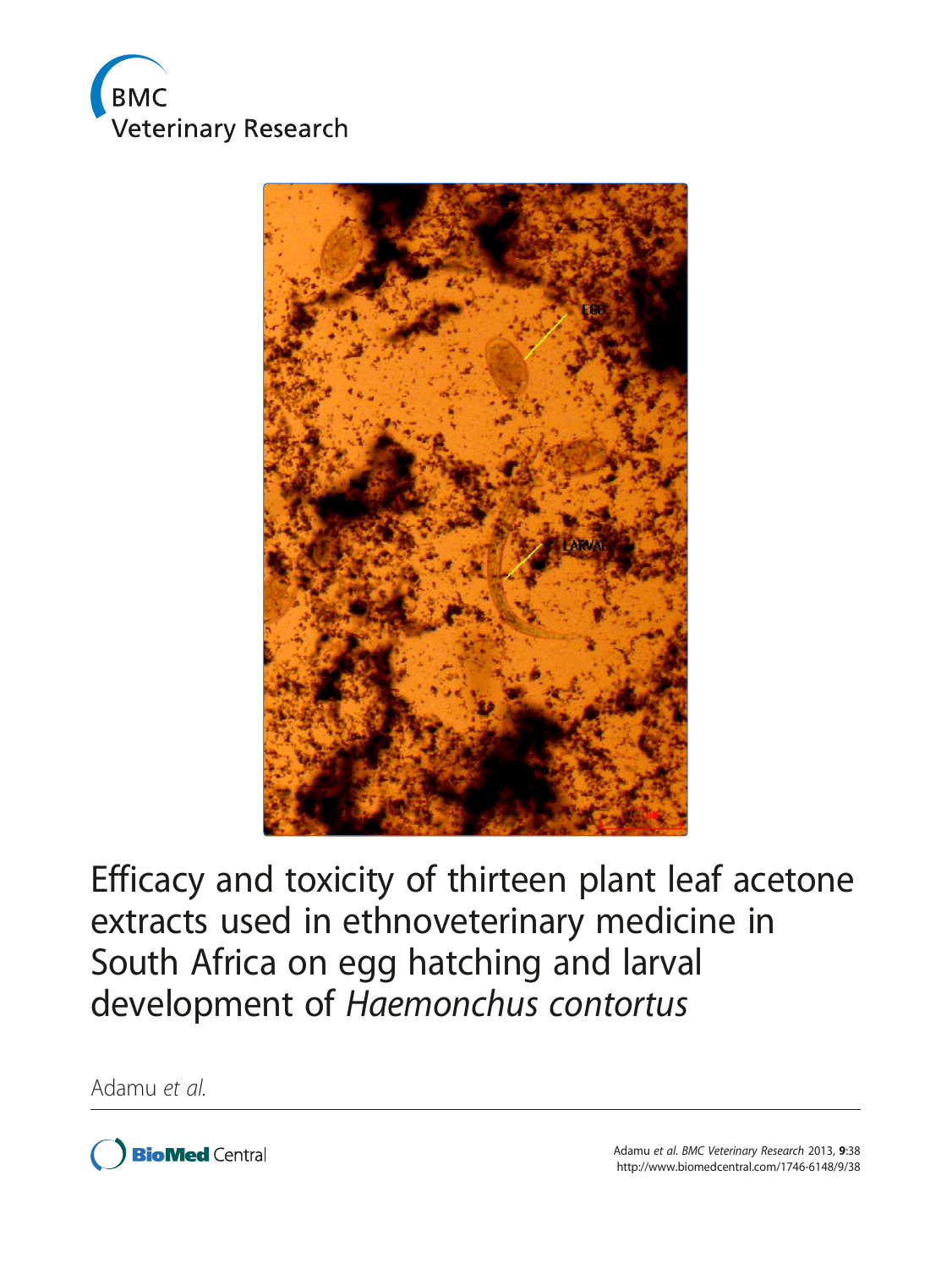BMC Veterinary Research

# Efficacy and toxicity of thirteen plant leaf acetone extracts used in ethnoveterinary medicine in South Africa on egg hatching and larval development of *Haemonchus contortus*

Adamu *et al.*

Adamu *et al. BMC Veterinary Research* 2013, **9**:38
http://www.biomedcentral.com/1746-6148/9/38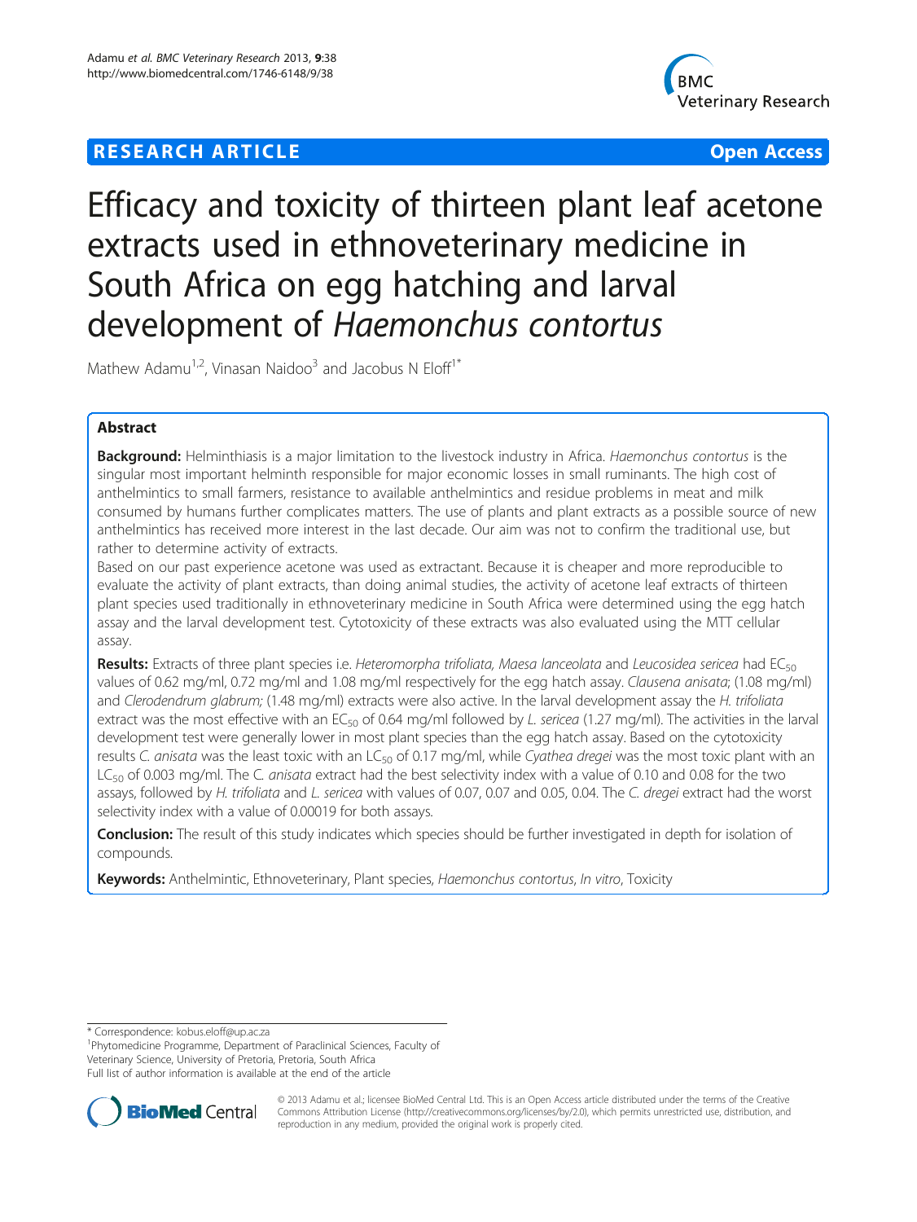# Efficacy and toxicity of thirteen plant leaf acetone extracts used in ethnoveterinary medicine in South Africa on egg hatching and larval development of *Haemonchus contortus*

Mathew Adamu[1,2], Vinasan Naidoo[3] and Jacobus N Eloff[1*]

## Abstract

**Background:** Helminthiasis is a major limitation to the livestock industry in Africa. *Haemonchus contortus* is the singular most important helminth responsible for major economic losses in small ruminants. The high cost of anthelmintics to small farmers, resistance to available anthelmintics and residue problems in meat and milk consumed by humans further complicates matters. The use of plants and plant extracts as a possible source of new anthelmintics has received more interest in the last decade. Our aim was not to confirm the traditional use, but rather to determine activity of extracts.

Based on our past experience acetone was used as extractant. Because it is cheaper and more reproducible to evaluate the activity of plant extracts, than doing animal studies, the activity of acetone leaf extracts of thirteen plant species used traditionally in ethnoveterinary medicine in South Africa were determined using the egg hatch assay and the larval development test. Cytotoxicity of these extracts was also evaluated using the MTT cellular assay.

**Results:** Extracts of three plant species i.e. *Heteromorpha trifoliata, Maesa lanceolata* and *Leucosidea sericea* had $EC_{50}$ values of 0.62 mg/ml, 0.72 mg/ml and 1.08 mg/ml respectively for the egg hatch assay. *Clausena anisata*; (1.08 mg/ml) and *Clerodendrum glabrum;* (1.48 mg/ml) extracts were also active. In the larval development assay the *H. trifoliata* extract was the most effective with an $EC_{50}$ of 0.64 mg/ml followed by *L. sericea* (1.27 mg/ml). The activities in the larval development test were generally lower in most plant species than the egg hatch assay. Based on the cytotoxicity results *C. anisata* was the least toxic with an $LC_{50}$ of 0.17 mg/ml, while *Cyathea dregei* was the most toxic plant with an $LC_{50}$ of 0.003 mg/ml. The *C. anisata* extract had the best selectivity index with a value of 0.10 and 0.08 for the two assays, followed by *H. trifoliata* and *L. sericea* with values of 0.07, 0.07 and 0.05, 0.04. The *C. dregei* extract had the worst selectivity index with a value of 0.00019 for both assays.

**Conclusion:** The result of this study indicates which species should be further investigated in depth for isolation of compounds.

**Keywords:** Anthelmintic, Ethnoveterinary, Plant species, *Haemonchus contortus*, *In vitro*, Toxicity

---

* Correspondence: kobus.eloff@up.ac.za
[1]Phytomedicine Programme, Department of Paraclinical Sciences, Faculty of Veterinary Science, University of Pretoria, Pretoria, South Africa
Full list of author information is available at the end of the article

© 2013 Adamu et al.; licensee BioMed Central Ltd. This is an Open Access article distributed under the terms of the Creative Commons Attribution License (http://creativecommons.org/licenses/by/2.0), which permits unrestricted use, distribution, and reproduction in any medium, provided the original work is properly cited.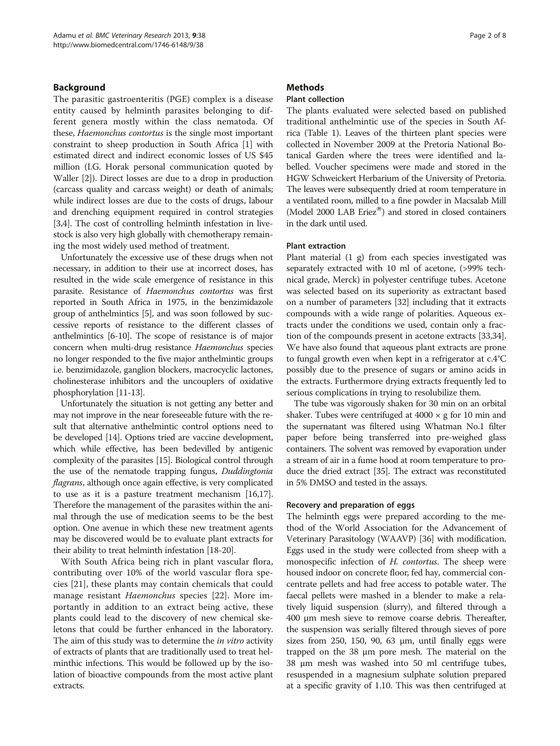## Background

The parasitic gastroenteritis (PGE) complex is a disease entity caused by helminth parasites belonging to different genera mostly within the class nematoda. Of these, *Haemonchus contortus* is the single most important constraint to sheep production in South Africa [1] with estimated direct and indirect economic losses of US $45 million (I.G. Horak personal communication quoted by Waller [2]). Direct losses are due to a drop in production (carcass quality and carcass weight) or death of animals; while indirect losses are due to the costs of drugs, labour and drenching equipment required in control strategies [3,4]. The cost of controlling helminth infestation in livestock is also very high globally with chemotherapy remaining the most widely used method of treatment.

Unfortunately the excessive use of these drugs when not necessary, in addition to their use at incorrect doses, has resulted in the wide scale emergence of resistance in this parasite. Resistance of *Haemonchus contortus* was first reported in South Africa in 1975, in the benzimidazole group of anthelmintics [5], and was soon followed by successive reports of resistance to the different classes of anthelmintics [6-10]. The scope of resistance is of major concern when multi-drug resistance *Haemonchus* species no longer responded to the five major anthelmintic groups i.e. benzimidazole, ganglion blockers, macrocyclic lactones, cholinesterase inhibitors and the uncouplers of oxidative phosphorylation [11-13].

Unfortunately the situation is not getting any better and may not improve in the near foreseeable future with the result that alternative anthelmintic control options need to be developed [14]. Options tried are vaccine development, which while effective, has been bedevilled by antigenic complexity of the parasites [15]. Biological control through the use of the nematode trapping fungus, *Duddingtonia flagrans*, although once again effective, is very complicated to use as it is a pasture treatment mechanism [16,17]. Therefore the management of the parasites within the animal through the use of medication seems to be the best option. One avenue in which these new treatment agents may be discovered would be to evaluate plant extracts for their ability to treat helminth infestation [18-20].

With South Africa being rich in plant vascular flora, contributing over 10% of the world vascular flora species [21], these plants may contain chemicals that could manage resistant *Haemonchus* species [22]. More importantly in addition to an extract being active, these plants could lead to the discovery of new chemical skeletons that could be further enhanced in the laboratory. The aim of this study was to determine the *in vitro* activity of extracts of plants that are traditionally used to treat helminthic infections. This would be followed up by the isolation of bioactive compounds from the most active plant extracts.

## Methods

### Plant collection

The plants evaluated were selected based on published traditional anthelmintic use of the species in South Africa (Table 1). Leaves of the thirteen plant species were collected in November 2009 at the Pretoria National Botanical Garden where the trees were identified and labelled. Voucher specimens were made and stored in the HGW Schweickert Herbarium of the University of Pretoria. The leaves were subsequently dried at room temperature in a ventilated room, milled to a fine powder in Macsalab Mill (Model 2000 LAB Eriez®) and stored in closed containers in the dark until used.

### Plant extraction

Plant material (1 g) from each species investigated was separately extracted with 10 ml of acetone, (>99% technical grade, Merck) in polyester centrifuge tubes. Acetone was selected based on its superiority as extractant based on a number of parameters [32] including that it extracts compounds with a wide range of polarities. Aqueous extracts under the conditions we used, contain only a fraction of the compounds present in acetone extracts [33,34]. We have also found that aqueous plant extracts are prone to fungal growth even when kept in a refrigerator at c.4°C possibly due to the presence of sugars or amino acids in the extracts. Furthermore drying extracts frequently led to serious complications in trying to resolubilize them.

The tube was vigorously shaken for 30 min on an orbital shaker. Tubes were centrifuged at 4000 × g for 10 min and the supernatant was filtered using Whatman No.1 filter paper before being transferred into pre-weighed glass containers. The solvent was removed by evaporation under a stream of air in a fume hood at room temperature to produce the dried extract [35]. The extract was reconstituted in 5% DMSO and tested in the assays.

### Recovery and preparation of eggs

The helminth eggs were prepared according to the method of the World Association for the Advancement of Veterinary Parasitology (WAAVP) [36] with modification. Eggs used in the study were collected from sheep with a monospecific infection of *H. contortus*. The sheep were housed indoor on concrete floor, fed hay, commercial concentrate pellets and had free access to potable water. The faecal pellets were mashed in a blender to make a relatively liquid suspension (slurry), and filtered through a 400 μm mesh sieve to remove coarse debris. Thereafter, the suspension was serially filtered through sieves of pore sizes from 250, 150, 90, 63 μm, until finally eggs were trapped on the 38 μm pore mesh. The material on the 38 μm mesh was washed into 50 ml centrifuge tubes, resuspended in a magnesium sulphate solution prepared at a specific gravity of 1.10. This was then centrifuged at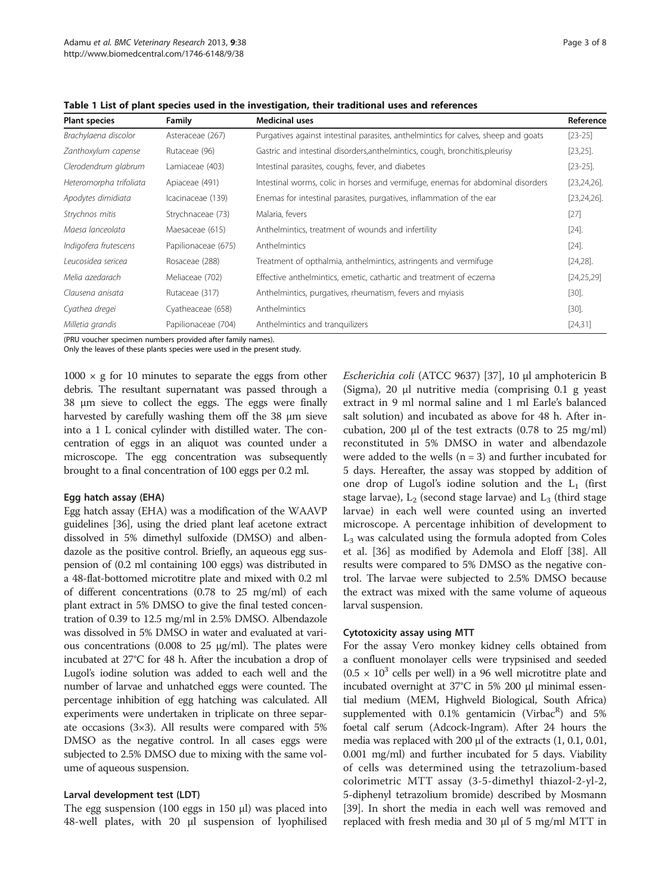**Table 1 List of plant species used in the investigation, their traditional uses and references**

| Plant species | Family | Medicinal uses | Reference |
|---|---|---|---|
| *Brachylaena discolor* | Asteraceae (267) | Purgatives against intestinal parasites, anthelmintics for calves, sheep and goats | [23-25] |
| *Zanthoxylum capense* | Rutaceae (96) | Gastric and intestinal disorders,anthelmintics, cough, bronchitis,pleurisy | [23,25]. |
| *Clerodendrum glabrum* | Lamiaceae (403) | Intestinal parasites, coughs, fever, and diabetes | [23-25]. |
| *Heteromorpha trifoliata* | Apiaceae (491) | Intestinal worms, colic in horses and vermifuge, enemas for abdominal disorders | [23,24,26]. |
| *Apodytes dimidiata* | Icacinaceae (139) | Enemas for intestinal parasites, purgatives, inflammation of the ear | [23,24,26]. |
| *Strychnos mitis* | Strychnaceae (73) | Malaria, fevers | [27] |
| *Maesa lanceolata* | Maesaceae (615) | Anthelmintics, treatment of wounds and infertility | [24]. |
| *Indigofera frutescens* | Papilionaceae (675) | Anthelmintics | [24]. |
| *Leucosidea sericea* | Rosaceae (288) | Treatment of opthalmia, anthelmintics, astringents and vermifuge | [24,28]. |
| *Melia azedarach* | Meliaceae (702) | Effective anthelmintics, emetic, cathartic and treatment of eczema | [24,25,29] |
| *Clausena anisata* | Rutaceae (317) | Anthelmintics, purgatives, rheumatism, fevers and myiasis | [30]. |
| *Cyathea dregei* | Cyatheaceae (658) | Anthelmintics | [30]. |
| *Milletia grandis* | Papilionaceae (704) | Anthelmintics and tranquilizers | [24,31] |

(PRU voucher specimen numbers provided after family names).
Only the leaves of these plants species were used in the present study.

$1000 \times g$ for 10 minutes to separate the eggs from other debris. The resultant supernatant was passed through a 38 μm sieve to collect the eggs. The eggs were finally harvested by carefully washing them off the 38 μm sieve into a 1 L conical cylinder with distilled water. The concentration of eggs in an aliquot was counted under a microscope. The egg concentration was subsequently brought to a final concentration of 100 eggs per 0.2 ml.

#### Egg hatch assay (EHA)

Egg hatch assay (EHA) was a modification of the WAAVP guidelines [36], using the dried plant leaf acetone extract dissolved in 5% dimethyl sulfoxide (DMSO) and albendazole as the positive control. Briefly, an aqueous egg suspension of (0.2 ml containing 100 eggs) was distributed in a 48-flat-bottomed microtitre plate and mixed with 0.2 ml of different concentrations (0.78 to 25 mg/ml) of each plant extract in 5% DMSO to give the final tested concentration of 0.39 to 12.5 mg/ml in 2.5% DMSO. Albendazole was dissolved in 5% DMSO in water and evaluated at various concentrations (0.008 to 25 μg/ml). The plates were incubated at 27°C for 48 h. After the incubation a drop of Lugol's iodine solution was added to each well and the number of larvae and unhatched eggs were counted. The percentage inhibition of egg hatching was calculated. All experiments were undertaken in triplicate on three separate occasions (3×3). All results were compared with 5% DMSO as the negative control. In all cases eggs were subjected to 2.5% DMSO due to mixing with the same volume of aqueous suspension.

#### Larval development test (LDT)

The egg suspension (100 eggs in 150 μl) was placed into 48-well plates, with 20 μl suspension of lyophilised *Escherichia coli* (ATCC 9637) [37], 10 μl amphotericin B (Sigma), 20 μl nutritive media (comprising 0.1 g yeast extract in 9 ml normal saline and 1 ml Earle's balanced salt solution) and incubated as above for 48 h. After incubation, 200 μl of the test extracts (0.78 to 25 mg/ml) reconstituted in 5% DMSO in water and albendazole were added to the wells ($n = 3$) and further incubated for 5 days. Hereafter, the assay was stopped by addition of one drop of Lugol's iodine solution and the $L_1$ (first stage larvae), $L_2$ (second stage larvae) and $L_3$ (third stage larvae) in each well were counted using an inverted microscope. A percentage inhibition of development to $L_3$ was calculated using the formula adopted from Coles et al. [36] as modified by Ademola and Eloff [38]. All results were compared to 5% DMSO as the negative control. The larvae were subjected to 2.5% DMSO because the extract was mixed with the same volume of aqueous larval suspension.

#### Cytotoxicity assay using MTT

For the assay Vero monkey kidney cells obtained from a confluent monolayer cells were trypsinised and seeded ($0.5 \times 10^3$ cells per well) in a 96 well microtitre plate and incubated overnight at 37°C in 5% 200 μl minimal essential medium (MEM, Highveld Biological, South Africa) supplemented with 0.1% gentamicin (Virbac$^R$) and 5% foetal calf serum (Adcock-Ingram). After 24 hours the media was replaced with 200 μl of the extracts (1, 0.1, 0.01, 0.001 mg/ml) and further incubated for 5 days. Viability of cells was determined using the tetrazolium-based colorimetric MTT assay (3-5-dimethyl thiazol-2-yl-2, 5-diphenyl tetrazolium bromide) described by Mosmann [39]. In short the media in each well was removed and replaced with fresh media and 30 μl of 5 mg/ml MTT in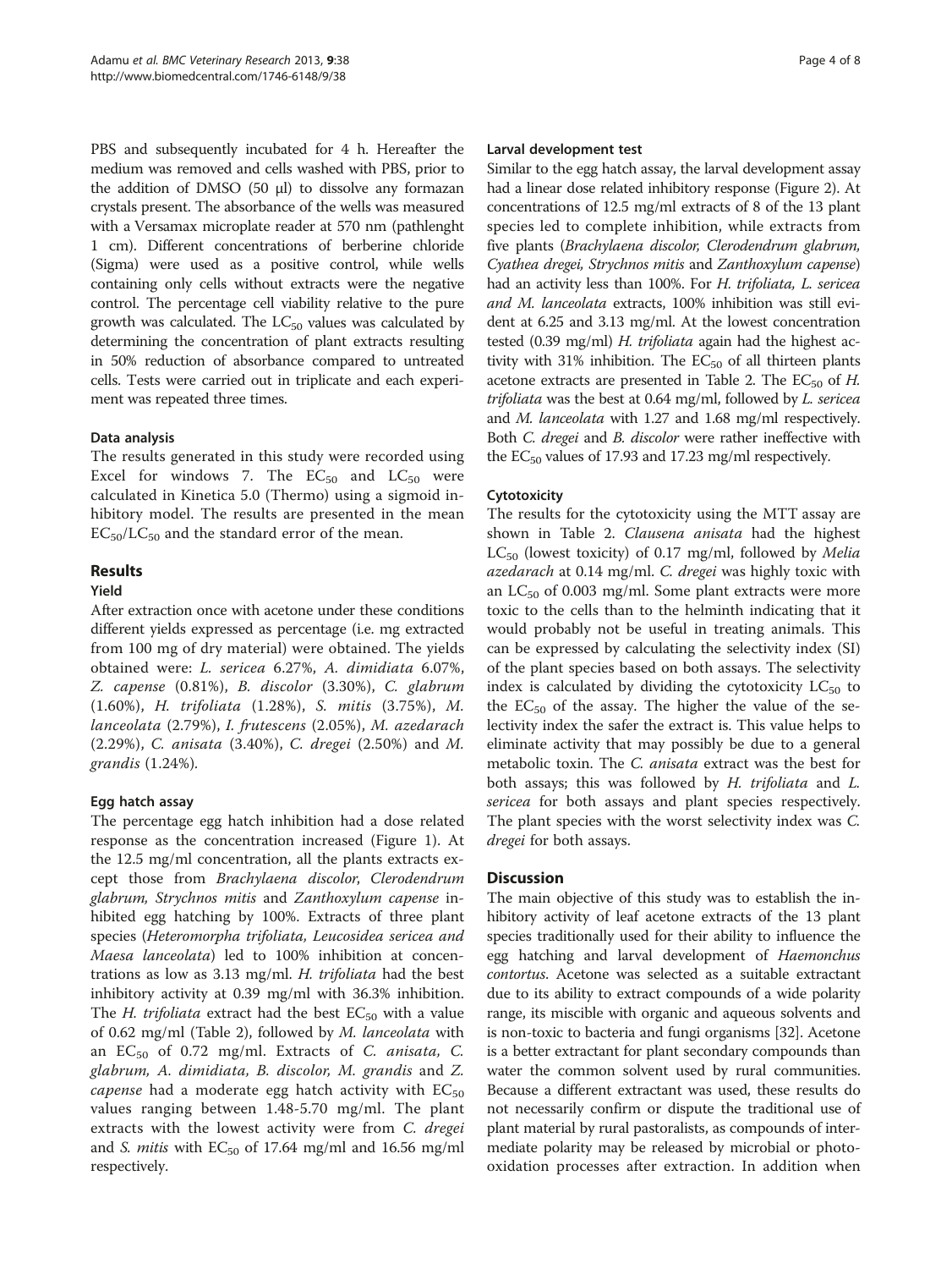PBS and subsequently incubated for 4 h. Hereafter the medium was removed and cells washed with PBS, prior to the addition of DMSO (50 μl) to dissolve any formazan crystals present. The absorbance of the wells was measured with a Versamax microplate reader at 570 nm (pathlenght 1 cm). Different concentrations of berberine chloride (Sigma) were used as a positive control, while wells containing only cells without extracts were the negative control. The percentage cell viability relative to the pure growth was calculated. The $LC_{50}$ values was calculated by determining the concentration of plant extracts resulting in 50% reduction of absorbance compared to untreated cells. Tests were carried out in triplicate and each experiment was repeated three times.

### Data analysis

The results generated in this study were recorded using Excel for windows 7. The $EC_{50}$ and $LC_{50}$ were calculated in Kinetica 5.0 (Thermo) using a sigmoid inhibitory model. The results are presented in the mean $EC_{50}/LC_{50}$ and the standard error of the mean.

## Results

### Yield

After extraction once with acetone under these conditions different yields expressed as percentage (i.e. mg extracted from 100 mg of dry material) were obtained. The yields obtained were: *L. sericea* 6.27%, *A. dimidiata* 6.07%, *Z. capense* (0.81%), *B. discolor* (3.30%), *C. glabrum* (1.60%), *H. trifoliata* (1.28%), *S. mitis* (3.75%), *M. lanceolata* (2.79%), *I. frutescens* (2.05%), *M. azedarach* (2.29%), *C. anisata* (3.40%), *C. dregei* (2.50%) and *M. grandis* (1.24%).

### Egg hatch assay

The percentage egg hatch inhibition had a dose related response as the concentration increased (Figure 1). At the 12.5 mg/ml concentration, all the plants extracts except those from *Brachylaena discolor*, *Clerodendrum glabrum*, *Strychnos mitis* and *Zanthoxylum capense* inhibited egg hatching by 100%. Extracts of three plant species (*Heteromorpha trifoliata, Leucosidea sericea and Maesa lanceolata*) led to 100% inhibition at concentrations as low as 3.13 mg/ml. *H. trifoliata* had the best inhibitory activity at 0.39 mg/ml with 36.3% inhibition. The *H. trifoliata* extract had the best $EC_{50}$ with a value of 0.62 mg/ml (Table 2), followed by *M. lanceolata* with an $EC_{50}$ of 0.72 mg/ml. Extracts of *C. anisata, C. glabrum, A. dimidiata, B. discolor, M. grandis* and *Z. capense* had a moderate egg hatch activity with $EC_{50}$ values ranging between 1.48-5.70 mg/ml. The plant extracts with the lowest activity were from *C. dregei* and *S. mitis* with $EC_{50}$ of 17.64 mg/ml and 16.56 mg/ml respectively.

### Larval development test

Similar to the egg hatch assay, the larval development assay had a linear dose related inhibitory response (Figure 2). At concentrations of 12.5 mg/ml extracts of 8 of the 13 plant species led to complete inhibition, while extracts from five plants (*Brachylaena discolor, Clerodendrum glabrum, Cyathea dregei, Strychnos mitis* and *Zanthoxylum capense*) had an activity less than 100%. For *H. trifoliata, L. sericea and M. lanceolata* extracts, 100% inhibition was still evident at 6.25 and 3.13 mg/ml. At the lowest concentration tested (0.39 mg/ml) *H. trifoliata* again had the highest activity with 31% inhibition. The $EC_{50}$ of all thirteen plants acetone extracts are presented in Table 2. The $EC_{50}$ of *H. trifoliata* was the best at 0.64 mg/ml, followed by *L. sericea* and *M. lanceolata* with 1.27 and 1.68 mg/ml respectively. Both *C. dregei* and *B. discolor* were rather ineffective with the $EC_{50}$ values of 17.93 and 17.23 mg/ml respectively.

### Cytotoxicity

The results for the cytotoxicity using the MTT assay are shown in Table 2. *Clausena anisata* had the highest $LC_{50}$ (lowest toxicity) of 0.17 mg/ml, followed by *Melia azedarach* at 0.14 mg/ml. *C. dregei* was highly toxic with an $LC_{50}$ of 0.003 mg/ml. Some plant extracts were more toxic to the cells than to the helminth indicating that it would probably not be useful in treating animals. This can be expressed by calculating the selectivity index (SI) of the plant species based on both assays. The selectivity index is calculated by dividing the cytotoxicity $LC_{50}$ to the $EC_{50}$ of the assay. The higher the value of the selectivity index the safer the extract is. This value helps to eliminate activity that may possibly be due to a general metabolic toxin. The *C. anisata* extract was the best for both assays; this was followed by *H. trifoliata* and *L. sericea* for both assays and plant species respectively. The plant species with the worst selectivity index was *C. dregei* for both assays.

## Discussion

The main objective of this study was to establish the inhibitory activity of leaf acetone extracts of the 13 plant species traditionally used for their ability to influence the egg hatching and larval development of *Haemonchus contortus*. Acetone was selected as a suitable extractant due to its ability to extract compounds of a wide polarity range, its miscible with organic and aqueous solvents and is non-toxic to bacteria and fungi organisms [32]. Acetone is a better extractant for plant secondary compounds than water the common solvent used by rural communities. Because a different extractant was used, these results do not necessarily confirm or dispute the traditional use of plant material by rural pastoralists, as compounds of intermediate polarity may be released by microbial or photo-oxidation processes after extraction. In addition when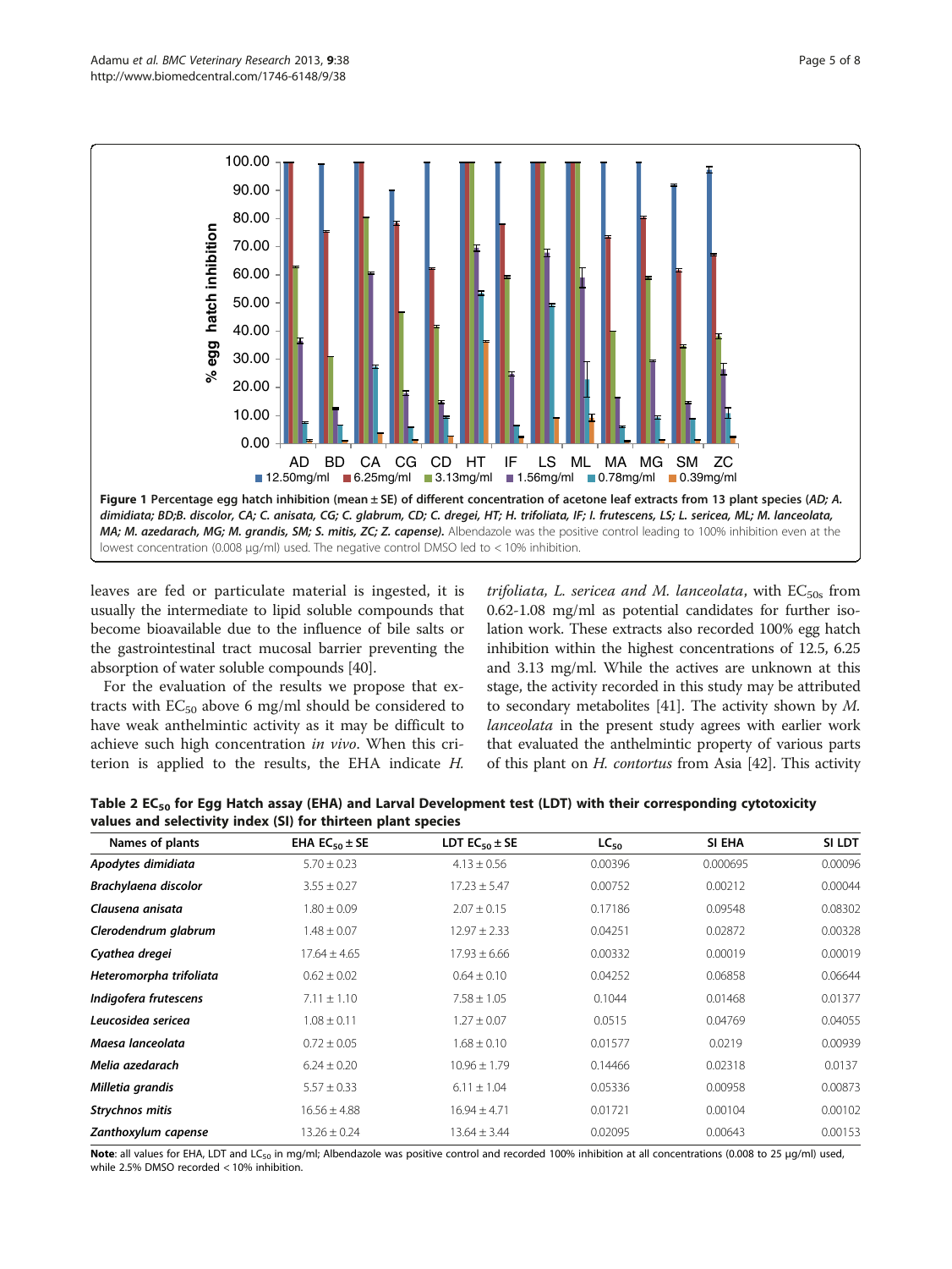100.00
90.00
80.00
70.00
60.00
50.00
40.00
30.00
20.00
10.00
0.00

% egg hatch inhibition

AD BD CA CG CD HT IF LS ML MA MG SM ZC

12.50mg/ml 6.25mg/ml 3.13mg/ml 1.56mg/ml 0.78mg/ml 0.39mg/ml

**Figure 1 Percentage egg hatch inhibition (mean ± SE) of different concentration of acetone leaf extracts from 13 plant species (*AD; A. dimidiata; BD;B. discolor, CA; C. anisata, CG; C. glabrum, CD; C. dregei, HT; H. trifoliata, IF; I. frutescens, LS; L. sericea, ML; M. lanceolata, MA; M. azedarach, MG; M. grandis, SM; S. mitis, ZC; Z. capense*).** Albendazole was the positive control leading to 100% inhibition even at the lowest concentration (0.008 μg/ml) used. The negative control DMSO led to < 10% inhibition.

leaves are fed or particulate material is ingested, it is usually the intermediate to lipid soluble compounds that become bioavailable due to the influence of bile salts or the gastrointestinal tract mucosal barrier preventing the absorption of water soluble compounds [40].

For the evaluation of the results we propose that extracts with $EC_{50}$ above 6 mg/ml should be considered to have weak anthelmintic activity as it may be difficult to achieve such high concentration *in vivo*. When this criterion is applied to the results, the EHA indicate *H. trifoliata, L. sericea and M. lanceolata*, with $EC_{50s}$ from 0.62-1.08 mg/ml as potential candidates for further isolation work. These extracts also recorded 100% egg hatch inhibition within the highest concentrations of 12.5, 6.25 and 3.13 mg/ml. While the actives are unknown at this stage, the activity recorded in this study may be attributed to secondary metabolites [41]. The activity shown by *M. lanceolata* in the present study agrees with earlier work that evaluated the anthelmintic property of various parts of this plant on *H. contortus* from Asia [42]. This activity

**Table 2 $EC_{50}$ for Egg Hatch assay (EHA) and Larval Development test (LDT) with their corresponding cytotoxicity values and selectivity index (SI) for thirteen plant species**

| Names of plants | EHA $EC_{50}$ ± SE | LDT $EC_{50}$ ± SE | $LC_{50}$ | SI EHA | SI LDT |
|---|---|---|---|---|---|
| ***Apodytes dimidiata*** | 5.70 ± 0.23 | 4.13 ± 0.56 | 0.00396 | 0.000695 | 0.00096 |
| ***Brachylaena discolor*** | 3.55 ± 0.27 | 17.23 ± 5.47 | 0.00752 | 0.00212 | 0.00044 |
| ***Clausena anisata*** | 1.80 ± 0.09 | 2.07 ± 0.15 | 0.17186 | 0.09548 | 0.08302 |
| ***Clerodendrum glabrum*** | 1.48 ± 0.07 | 12.97 ± 2.33 | 0.04251 | 0.02872 | 0.00328 |
| ***Cyathea dregei*** | 17.64 ± 4.65 | 17.93 ± 6.66 | 0.00332 | 0.00019 | 0.00019 |
| ***Heteromorpha trifoliata*** | 0.62 ± 0.02 | 0.64 ± 0.10 | 0.04252 | 0.06858 | 0.06644 |
| ***Indigofera frutescens*** | 7.11 ± 1.10 | 7.58 ± 1.05 | 0.1044 | 0.01468 | 0.01377 |
| ***Leucosidea sericea*** | 1.08 ± 0.11 | 1.27 ± 0.07 | 0.0515 | 0.04769 | 0.04055 |
| ***Maesa lanceolata*** | 0.72 ± 0.05 | 1.68 ± 0.10 | 0.01577 | 0.0219 | 0.00939 |
| ***Melia azedarach*** | 6.24 ± 0.20 | 10.96 ± 1.79 | 0.14466 | 0.02318 | 0.0137 |
| ***Milletia grandis*** | 5.57 ± 0.33 | 6.11 ± 1.04 | 0.05336 | 0.00958 | 0.00873 |
| ***Strychnos mitis*** | 16.56 ± 4.88 | 16.94 ± 4.71 | 0.01721 | 0.00104 | 0.00102 |
| ***Zanthoxylum capense*** | 13.26 ± 0.24 | 13.64 ± 3.44 | 0.02095 | 0.00643 | 0.00153 |

**Note**: all values for EHA, LDT and $LC_{50}$ in mg/ml; Albendazole was positive control and recorded 100% inhibition at all concentrations (0.008 to 25 μg/ml) used, while 2.5% DMSO recorded < 10% inhibition.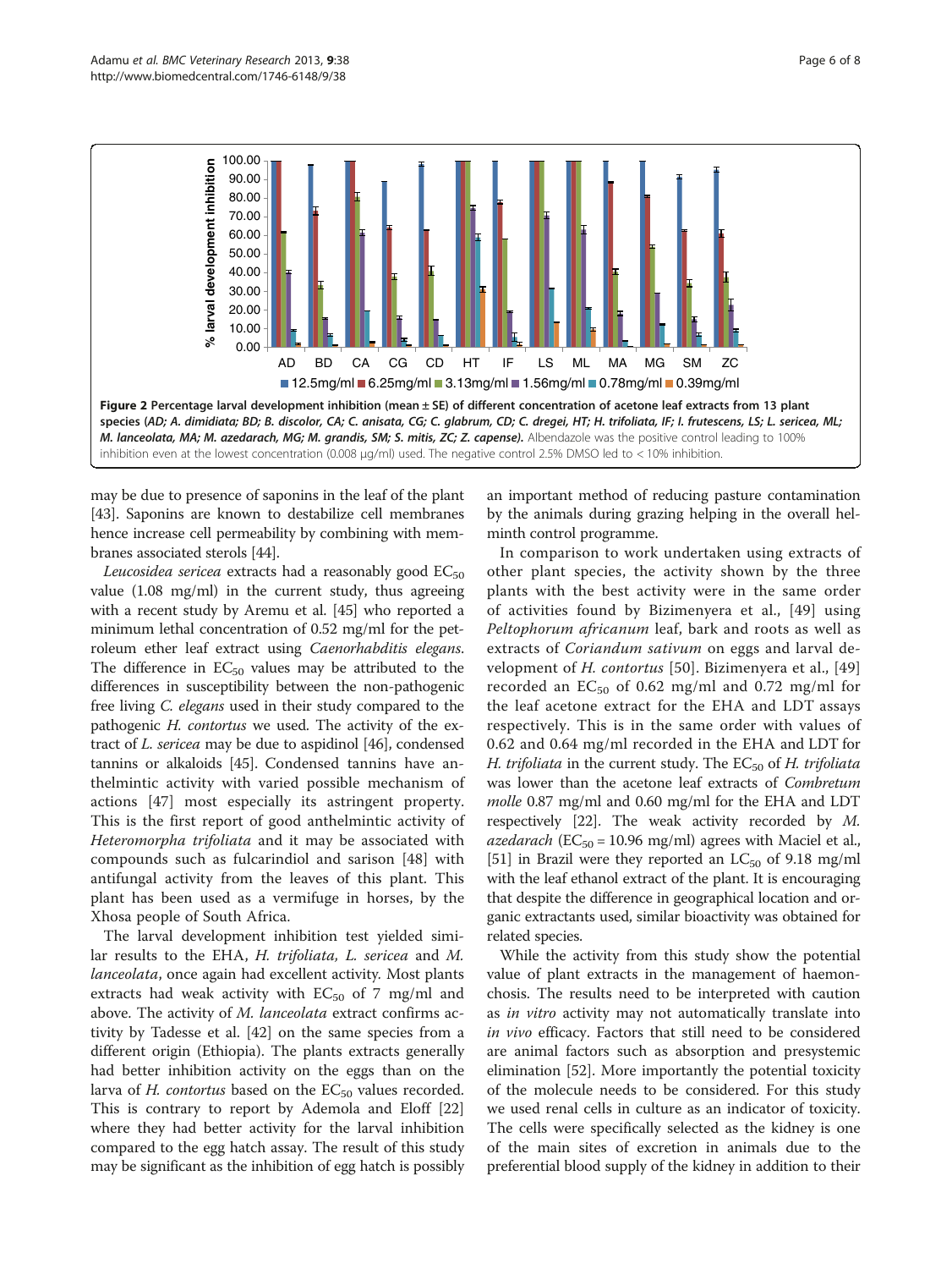100.00
90.00
80.00
70.00
60.00
50.00
40.00
30.00
20.00
10.00
0.00

% larval development inhibition

AD BD CA CG CD HT IF LS ML MA MG SM ZC

12.5mg/ml 6.25mg/ml 3.13mg/ml 1.56mg/ml 0.78mg/ml 0.39mg/ml

**Figure 2 Percentage larval development inhibition (mean ± SE) of different concentration of acetone leaf extracts from 13 plant species (*AD; A. dimidiata; BD; B. discolor, CA; C. anisata, CG; C. glabrum, CD; C. dregei, HT; H. trifoliata, IF; I. frutescens, LS; L. sericea, ML; M. lanceolata, MA; M. azedarach, MG; M. grandis, SM; S. mitis, ZC; Z. capense*).** Albendazole was the positive control leading to 100% inhibition even at the lowest concentration (0.008 μg/ml) used. The negative control 2.5% DMSO led to < 10% inhibition.

may be due to presence of saponins in the leaf of the plant [43]. Saponins are known to destabilize cell membranes hence increase cell permeability by combining with membranes associated sterols [44].

*Leucosidea sericea* extracts had a reasonably good $EC_{50}$ value (1.08 mg/ml) in the current study, thus agreeing with a recent study by Aremu et al. [45] who reported a minimum lethal concentration of 0.52 mg/ml for the petroleum ether leaf extract using *Caenorhabditis elegans*. The difference in $EC_{50}$ values may be attributed to the differences in susceptibility between the non-pathogenic free living *C. elegans* used in their study compared to the pathogenic *H. contortus* we used. The activity of the extract of *L. sericea* may be due to aspidinol [46], condensed tannins or alkaloids [45]. Condensed tannins have anthelmintic activity with varied possible mechanism of actions [47] most especially its astringent property. This is the first report of good anthelmintic activity of *Heteromorpha trifoliata* and it may be associated with compounds such as fulcarindiol and sarison [48] with antifungal activity from the leaves of this plant. This plant has been used as a vermifuge in horses, by the Xhosa people of South Africa.

The larval development inhibition test yielded similar results to the EHA, *H. trifoliata*, *L. sericea* and *M. lanceolata*, once again had excellent activity. Most plants extracts had weak activity with $EC_{50}$ of 7 mg/ml and above. The activity of *M. lanceolata* extract confirms activity by Tadesse et al. [42] on the same species from a different origin (Ethiopia). The plants extracts generally had better inhibition activity on the eggs than on the larva of *H. contortus* based on the $EC_{50}$ values recorded. This is contrary to report by Ademola and Eloff [22] where they had better activity for the larval inhibition compared to the egg hatch assay. The result of this study may be significant as the inhibition of egg hatch is possibly an important method of reducing pasture contamination by the animals during grazing helping in the overall helminth control programme.

In comparison to work undertaken using extracts of other plant species, the activity shown by the three plants with the best activity were in the same order of activities found by Bizimenyera et al., [49] using *Peltophorum africanum* leaf, bark and roots as well as extracts of *Coriandum sativum* on eggs and larval development of *H. contortus* [50]. Bizimenyera et al., [49] recorded an $EC_{50}$ of 0.62 mg/ml and 0.72 mg/ml for the leaf acetone extract for the EHA and LDT assays respectively. This is in the same order with values of 0.62 and 0.64 mg/ml recorded in the EHA and LDT for *H. trifoliata* in the current study. The $EC_{50}$ of *H. trifoliata* was lower than the acetone leaf extracts of *Combretum molle* 0.87 mg/ml and 0.60 mg/ml for the EHA and LDT respectively [22]. The weak activity recorded by *M. azedarach* ($EC_{50}$ = 10.96 mg/ml) agrees with Maciel et al., [51] in Brazil were they reported an $LC_{50}$ of 9.18 mg/ml with the leaf ethanol extract of the plant. It is encouraging that despite the difference in geographical location and organic extractants used, similar bioactivity was obtained for related species.

While the activity from this study show the potential value of plant extracts in the management of haemonchosis. The results need to be interpreted with caution as *in vitro* activity may not automatically translate into *in vivo* efficacy. Factors that still need to be considered are animal factors such as absorption and presystemic elimination [52]. More importantly the potential toxicity of the molecule needs to be considered. For this study we used renal cells in culture as an indicator of toxicity. The cells were specifically selected as the kidney is one of the main sites of excretion in animals due to the preferential blood supply of the kidney in addition to their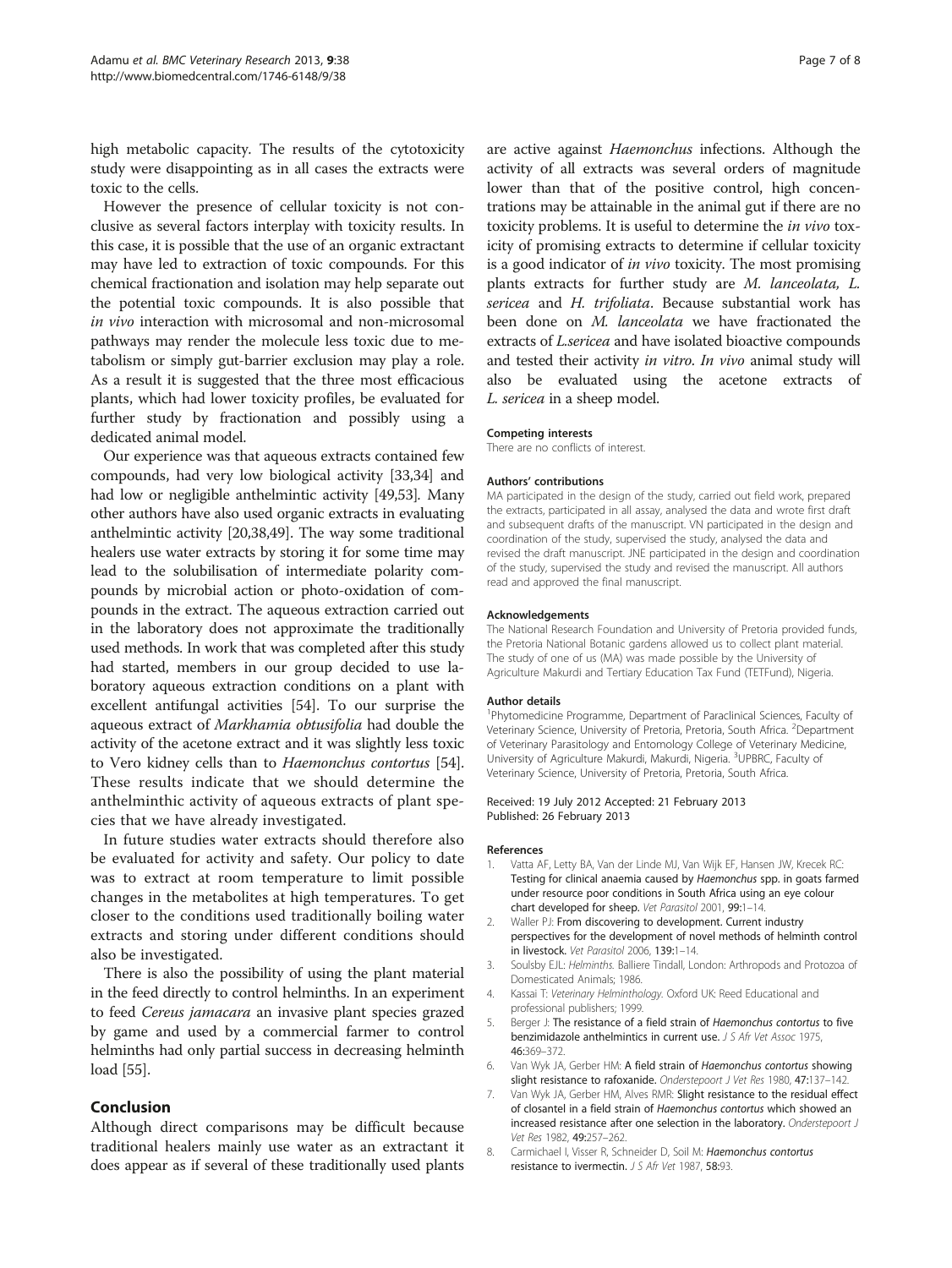high metabolic capacity. The results of the cytotoxicity study were disappointing as in all cases the extracts were toxic to the cells.

However the presence of cellular toxicity is not conclusive as several factors interplay with toxicity results. In this case, it is possible that the use of an organic extractant may have led to extraction of toxic compounds. For this chemical fractionation and isolation may help separate out the potential toxic compounds. It is also possible that *in vivo* interaction with microsomal and non-microsomal pathways may render the molecule less toxic due to metabolism or simply gut-barrier exclusion may play a role. As a result it is suggested that the three most efficacious plants, which had lower toxicity profiles, be evaluated for further study by fractionation and possibly using a dedicated animal model.

Our experience was that aqueous extracts contained few compounds, had very low biological activity [33,34] and had low or negligible anthelmintic activity [49,53]. Many other authors have also used organic extracts in evaluating anthelmintic activity [20,38,49]. The way some traditional healers use water extracts by storing it for some time may lead to the solubilisation of intermediate polarity compounds by microbial action or photo-oxidation of compounds in the extract. The aqueous extraction carried out in the laboratory does not approximate the traditionally used methods. In work that was completed after this study had started, members in our group decided to use laboratory aqueous extraction conditions on a plant with excellent antifungal activities [54]. To our surprise the aqueous extract of *Markhamia obtusifolia* had double the activity of the acetone extract and it was slightly less toxic to Vero kidney cells than to *Haemonchus contortus* [54]. These results indicate that we should determine the anthelminthic activity of aqueous extracts of plant species that we have already investigated.

In future studies water extracts should therefore also be evaluated for activity and safety. Our policy to date was to extract at room temperature to limit possible changes in the metabolites at high temperatures. To get closer to the conditions used traditionally boiling water extracts and storing under different conditions should also be investigated.

There is also the possibility of using the plant material in the feed directly to control helminths. In an experiment to feed *Cereus jamacara* an invasive plant species grazed by game and used by a commercial farmer to control helminths had only partial success in decreasing helminth load [55].

## Conclusion

Although direct comparisons may be difficult because traditional healers mainly use water as an extractant it does appear as if several of these traditionally used plants are active against *Haemonchus* infections. Although the activity of all extracts was several orders of magnitude lower than that of the positive control, high concentrations may be attainable in the animal gut if there are no toxicity problems. It is useful to determine the *in vivo* toxicity of promising extracts to determine if cellular toxicity is a good indicator of *in vivo* toxicity. The most promising plants extracts for further study are *M. lanceolata, L. sericea* and *H. trifoliata*. Because substantial work has been done on *M. lanceolata* we have fractionated the extracts of *L.sericea* and have isolated bioactive compounds and tested their activity *in vitro*. *In vivo* animal study will also be evaluated using the acetone extracts of *L. sericea* in a sheep model.

#### Competing interests

There are no conflicts of interest.

#### Authors' contributions

MA participated in the design of the study, carried out field work, prepared the extracts, participated in all assay, analysed the data and wrote first draft and subsequent drafts of the manuscript. VN participated in the design and coordination of the study, supervised the study, analysed the data and revised the draft manuscript. JNE participated in the design and coordination of the study, supervised the study and revised the manuscript. All authors read and approved the final manuscript.

#### Acknowledgements

The National Research Foundation and University of Pretoria provided funds, the Pretoria National Botanic gardens allowed us to collect plant material. The study of one of us (MA) was made possible by the University of Agriculture Makurdi and Tertiary Education Tax Fund (TETFund), Nigeria.

#### Author details

[1]Phytomedicine Programme, Department of Paraclinical Sciences, Faculty of Veterinary Science, University of Pretoria, Pretoria, South Africa. [2]Department of Veterinary Parasitology and Entomology College of Veterinary Medicine, University of Agriculture Makurdi, Makurdi, Nigeria. [3]UPBRC, Faculty of Veterinary Science, University of Pretoria, Pretoria, South Africa.

Received: 19 July 2012 Accepted: 21 February 2013
Published: 26 February 2013

#### References

1. Vatta AF, Letty BA, Van der Linde MJ, Van Wijk EF, Hansen JW, Krecek RC: Testing for clinical anaemia caused by *Haemonchus* spp. in goats farmed under resource poor conditions in South Africa using an eye colour chart developed for sheep. *Vet Parasitol* 2001, **99**:1–14.
2. Waller PJ: From discovering to development. Current industry perspectives for the development of novel methods of helminth control in livestock. *Vet Parasitol* 2006, **139**:1–14.
3. Soulsby EJL: *Helminths*. Balliere Tindall, London: Arthropods and Protozoa of Domesticated Animals; 1986.
4. Kassai T: *Veterinary Helminthology*. Oxford UK: Reed Educational and professional publishers; 1999.
5. Berger J: The resistance of a field strain of *Haemonchus contortus* to five benzimidazole anthelmintics in current use. *J S Afr Vet Assoc* 1975, **46**:369–372.
6. Van Wyk JA, Gerber HM: A field strain of *Haemonchus contortus* showing slight resistance to rafoxanide. *Onderstepoort J Vet Res* 1980, **47**:137–142.
7. Van Wyk JA, Gerber HM, Alves RMR: Slight resistance to the residual effect of closantel in a field strain of *Haemonchus contortus* which showed an increased resistance after one selection in the laboratory. *Onderstepoort J Vet Res* 1982, **49**:257–262.
8. Carmichael I, Visser R, Schneider D, Soil M: *Haemonchus contortus* resistance to ivermectin. *J S Afr Vet* 1987, **58**:93.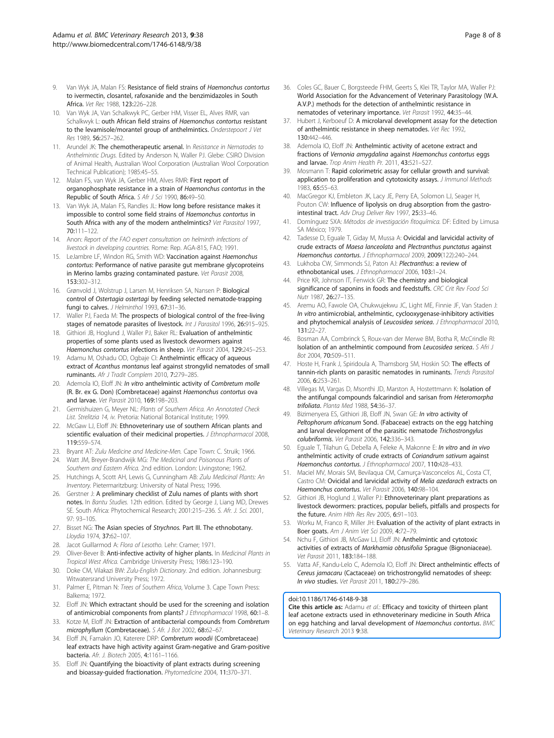9. Van Wyk JA, Malan FS: **Resistance of field strains of *Haemonchus contortus* to ivermectin, closantel, rafoxanide and the benzimidazoles in South Africa.** *Vet Rec* 1988, **123:**226–228.
10. Van Wyk JA, Van Schalkwyk PC, Gerber HM, Visser EL, Alves RMR, van Schalkwyk L: **outh African field strains of *Haemonchus contortus* resistant to the levamisole/morantel group of anthelmintics.** *Onderstepoort J Vet Res* 1989, **56:**257–262.
11. Arundel JK: **The chemotherapeutic arsenal.** In *Resistance in Nematodes to Anthelmintic Drugs.* Edited by Anderson N, Waller PJ. Glebe: CSIRO Division of Animal Health, Australian Wool Corporation (Australian Wool Corporation Technical Publication); 1985:45–55.
12. Malan FS, van Wyk JA, Gerber HM, Alves RMR: **First report of organophosphate resistance in a strain of *Haemonchus contortus* in the Republic of South Africa.** *S Afr J Sci* 1990, **86:**49–50.
13. Van Wyk JA, Malan FS, Randles JL: **How long before resistance makes it impossible to control some field strains of *Haemonchus contortus* in South Africa with any of the modern anthelmintics?** *Vet Parasitol* 1997, **70:**111–122.
14. Anon: *Report of the FAO expert consultation on helminth infections of livestock in developing countries.* Rome: Rep. AGA-815, FAO; 1991.
15. LeJambre LF, Windon RG, Smith WD: **Vaccination against *Haemonchus contortus*: Performance of native parasite gut membrane glycoproteins in Merino lambs grazing contaminated pasture.** *Vet Parasit* 2008, **153:**302–312.
16. Grønvold J, Wolstrup J, Larsen M, Henriksen SA, Nansen P: **Biological control of *Ostertagia ostertagi* by feeding selected nematode-trapping fungi to calves.** *J Helminthol* 1993, **67:**31–36.
17. Waller PJ, Faeda M: **The prospects of biological control of the free-living stages of nematode parasites of livestock.** *Int J Parasitol* 1996, **26:**915–925.
18. Githiori JB, Hoglund J, Waller PJ, Baker RL: **Evaluation of anthelmintic properties of some plants used as livestock dewormers against *Haemonchus contortus* infections in sheep.** *Vet Parasit* 2004, **129:**245–253.
19. Adamu M, Oshadu OD, Ogbaje CI: **Anthelmintic efficacy of aqueous extract of *Acanthus montanus* leaf against strongylid nematodes of small ruminants.** *Afr J Tradit Complem* 2010, **7:**279–285.
20. Ademola IO, Eloff JN: ***In vitro* anthelmintic activity of *Combretum molle* (R. Br. ex G. Don) (Combretaceae) against *Haemonchus contortus* ova and larvae.** *Vet Parasit* 2010, **169:**198–203.
21. Germishuizen G, Meyer NL: *Plants of Southern Africa. An Annotated Check List. Strelitzia 14, iv.* Pretoria: National Botanical Institute; 1999.
22. McGaw LJ, Eloff JN: **Ethnoveterinary use of southern African plants and scientific evaluation of their medicinal properties.** *J Ethnopharmacol* 2008, **119:**559–574.
23. Bryant AT: *Zulu Medicine and Medicine-Men.* Cape Town: C. Struik; 1966.
24. Watt JM, Breyer-Brandwijk MG: *The Medicinal and Poisonous Plants of Southern and Eastern Africa.* 2nd edition. London: Livingstone; 1962.
25. Hutchings A, Scott AH, Lewis G, Cunningham AB: *Zulu Medicinal Plants: An Inventory.* Pietermaritzburg: University of Natal Press; 1996.
26. Gerstner J: **A preliminary checklist of Zulu names of plants with short notes.** In *Bantu Studies.* 12th edition. Edited by George J, Liang MD, Drewes SE. South Africa: Phytochemical Research; 2001:215–236. *S. Afr. J. Sci.* 2001, 97: 93–105.
27. Bisset NG: **The Asian species of *Strychnos*. Part III. The ethnobotany.** *Lloydia* 1974, **37:**62–107.
28. Jacot Guillarmod A: *Flora of Lesotho.* Lehr: Cramer; 1971.
29. Oliver-Bever B: **Anti-infective activity of higher plants.** In *Medicinal Plants in Tropical West Africa.* Cambridge University Press; 1986:123–190.
30. Doke CM, Vilakazi BW: *Zulu-English Dictionary.* 2nd edition. Johannesburg: Witwatersrand University Press; 1972.
31. Palmer E, Pitman N: *Trees of Southern Africa*, Volume 3. Cape Town Press: Balkema; 1972.
32. Eloff JN: **Which extractant should be used for the screening and isolation of antimicrobial components from plants?** *J Ethnopharmacol* 1998, **60:**1–8.
33. Kotze M, Eloff JN: **Extraction of antibacterial compounds from *Combretum microphyllum* (Combretaceae).** *S Afr. J Bot* 2002, **68:**62–67.
34. Eloff JN, Famakin JO, Katerere DRP: ***Combretum woodii* (Combretaceae) leaf extracts have high activity against Gram-negative and Gram-positive bacteria.** *Afr. J. Biotech* 2005, **4:**1161–1166.
35. Eloff JN: **Quantifying the bioactivity of plant extracts during screening and bioassay-guided fractionation.** *Phytomedicine* 2004, **11:**370–371.
36. Coles GC, Bauer C, Borgsteede FHM, Geerts S, Klei TR, Taylor MA, Waller PJ: **World Association for the Advancement of Veterinary Parasitology (W.A.A.V.P.) methods for the detection of anthelmintic resistance in nematodes of veterinary importance.** *Vet Parasit* 1992, **44:**35–44.
37. Hubert J, Kerboeuf D: **A microlarval development assay for the detection of anthelmintic resistance in sheep nematodes.** *Vet Rec* 1992, **130:**442–446.
38. Ademola IO, Eloff JN: **Anthelmintic activity of acetone extract and fractions of *Vernonia amygdalina* against *Haemonchus contortus* eggs and larvae.** *Trop Anim Health Pr.* 2011, **43:**521–527.
39. Mosmann T: **Rapid colorimetric assay for cellular growth and survival: application to proliferation and cytotoxicity assays.** *J Immunol Methods* 1983, **65:**55–63.
40. MacGregor KJ, Embleton JK, Lacy JE, Perry EA, Solomon LJ, Seager H, Pouton CW: **Influence of lipolysis on drug absorption from the gastro-intestinal tract.** *Adv Drug Deliver Rev* 1997, **25:**33–46.
41. Domínguez SXA: *Métodos de investigación fitoquímica.* DF: Edited by Limusa SA México; 1979.
42. Tadesse D, Eguale T, Giday M, Mussa A: **Ovicidal and larvicidal activity of crude extracts of *Maesa lanceolata* and *Plectranthus punctatus* against *Haemonchus contortus*.** *J Ethnopharmacol* 2009, **2009**(122):240–244.
43. Lukhoba CW, Simmonds SJ, Paton AJ: ***Plectranthus*: a review of ethnobotanical uses.** *J Ethnopharmacol* 2006, **103:**1–24.
44. Price KR, Johnson IT, Fenwick GR: **The chemistry and biological significance of saponins in foods and feedstuffs.** *CRC Crit Rev Food Sci Nutr* 1987, **26:**27–135.
45. Aremu AO, Fawole OA, Chukwujekwu JC, Light ME, Finnie JF, Van Staden J: ***In vitro* antimicrobial, anthelmintic, cyclooxygenase-inhibitory activities and phytochemical analysis of *Leucosidea sericea*.** *J Ethnopharmacol* 2010, **131:**22–27.
46. Bosman AA, Combrinck S, Roux-van der Merwe BM, Botha R, McCrindle RI: **Isolation of an anthelmintic compound from *Leucosidea sericea*.** *S Afri J Bot* 2004, **70:**509–511.
47. Hoste H, Frank J, Spiridoula A, Thamsborg SM, Hoskin SO: **The effects of tannin-rich plants on parasitic nematodes in ruminants.** *Trends Parasitol* 2006, **6:**253–261.
48. Villegas M, Vargas D, Msonthi JD, Marston A, Hostettmann K: **Isolation of the antifungal compounds falcarindiol and sarisan from *Heteromorpha trifoliata*.** *Planta Med* 1988, **54:**36–37.
49. Bizimenyera ES, Githiori JB, Eloff JN, Swan GE: ***In vitro* activity of *Peltophorum africanum* Sond. (Fabaceae) extracts on the egg hatching and larval development of the parasitic nematode *Trichostrongylus colubriformis*.** *Vet Parasit* 2006, **142:**336–343.
50. Eguale T, Tilahun G, Debella A, Feleke A, Makonne E: ***In vitro* and *in vivo* anthelmintic activity of crude extracts of *Coriandrum sativum* against *Haemonchus contortus*.** *J Ethnopharmacol* 2007, **110:**428–433.
51. Maciel MV, Morais SM, Bevilaqua CM, Camurça-Vasconcelos AL, Costa CT, Castro CM: **Ovicidal and larvicidal activity of *Melia azedarach* extracts on *Haemonchus contortus*.** *Vet Parasit* 2006, **140:**98–104.
52. Githiori JB, Hoglund J, Waller PJ: **Ethnoveterinary plant preparations as livestock dewormers: practices, popular beliefs, pitfalls and prospects for the future.** *Anim Hlth Res Rev* 2005, **6:**91–103.
53. Worku M, Franco R, Miller JH: **Evaluation of the activity of plant extracts in Boer goats.** *Am J Anim Vet Sci* 2009, **4:**72–79.
54. Nchu F, Githiori JB, McGaw LJ, Eloff JN: **Anthelmintic and cytotoxic activities of extracts of *Markhamia obtusifolia* Sprague (Bignoniaceae).** *Vet Parasit* 2011, **183:**184–188.
55. Vatta AF, Kandu-Lelo C, Ademola IO, Eloff JN: **Direct anthelmintic effects of *Cereus jamacaru* (Cactaceae) on trichostrongylid nematodes of sheep: *In vivo* studies.** *Vet Parasit* 2011, **180:**279–286.

doi:10.1186/1746-6148-9-38

**Cite this article as:** Adamu *et al.*: Efficacy and toxicity of thirteen plant leaf acetone extracts used in ethnoveterinary medicine in South Africa on egg hatching and larval development of *Haemonchus contortus*. *BMC Veterinary Research* 2013 **9**:38.